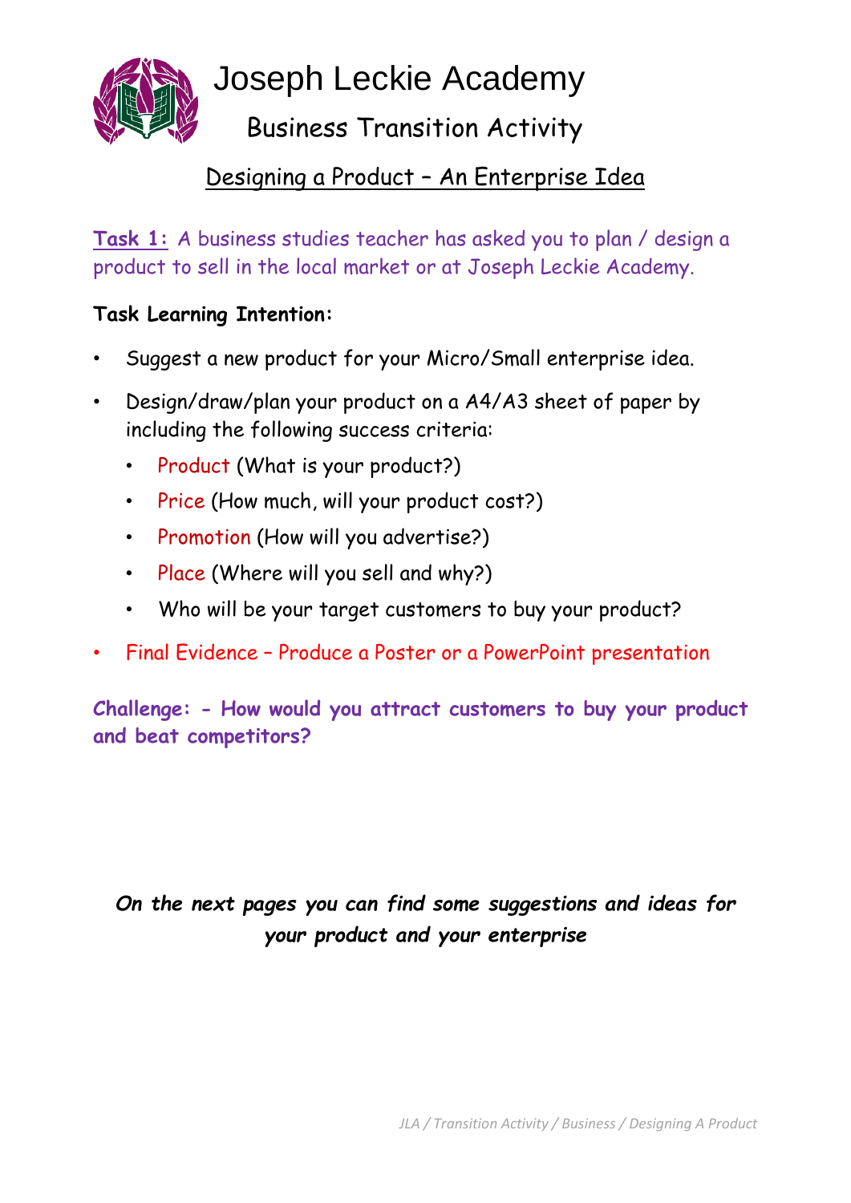# Joseph Leckie Academy

## Business Transition Activity

### Designing a Product – An Enterprise Idea

**Task 1:** A business studies teacher has asked you to plan / design a product to sell in the local market or at Joseph Leckie Academy.

**Task Learning Intention:**

- Suggest a new product for your Micro/Small enterprise idea.
- Design/draw/plan your product on a A4/A3 sheet of paper by including the following success criteria:
  - Product (What is your product?)
  - Price (How much, will your product cost?)
  - Promotion (How will you advertise?)
  - Place (Where will you sell and why?)
  - Who will be your target customers to buy your product?
- Final Evidence – Produce a Poster or a PowerPoint presentation

**Challenge: - How would you attract customers to buy your product and beat competitors?**

***On the next pages you can find some suggestions and ideas for your product and your enterprise***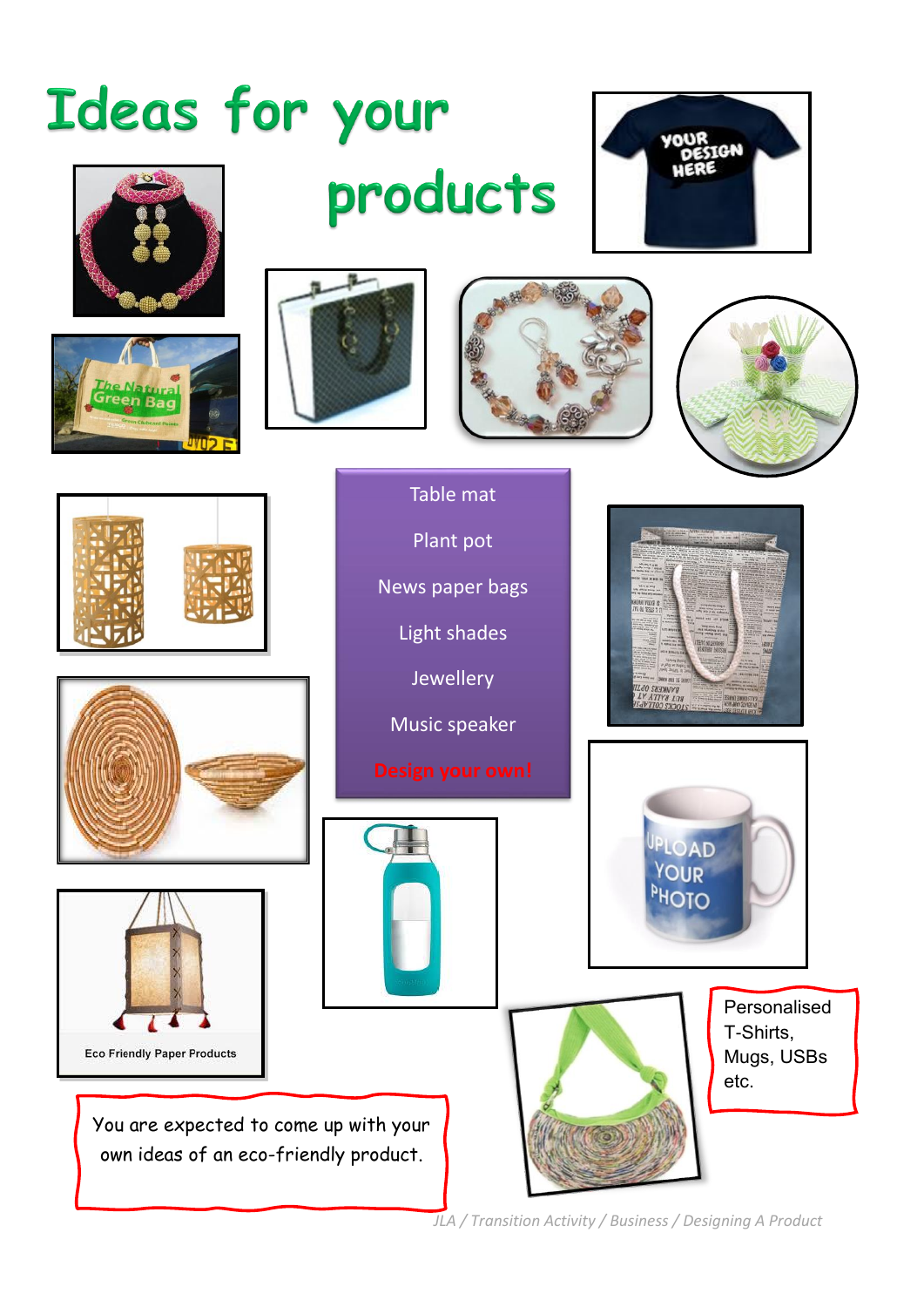# Ideas for your products

Table mat

Plant pot

News paper bags

Light shades

Jewellery

Music speaker

Design your own!

Eco Friendly Paper Products

Personalised T-Shirts, Mugs, USBs etc.

You are expected to come up with your own ideas of an eco-friendly product.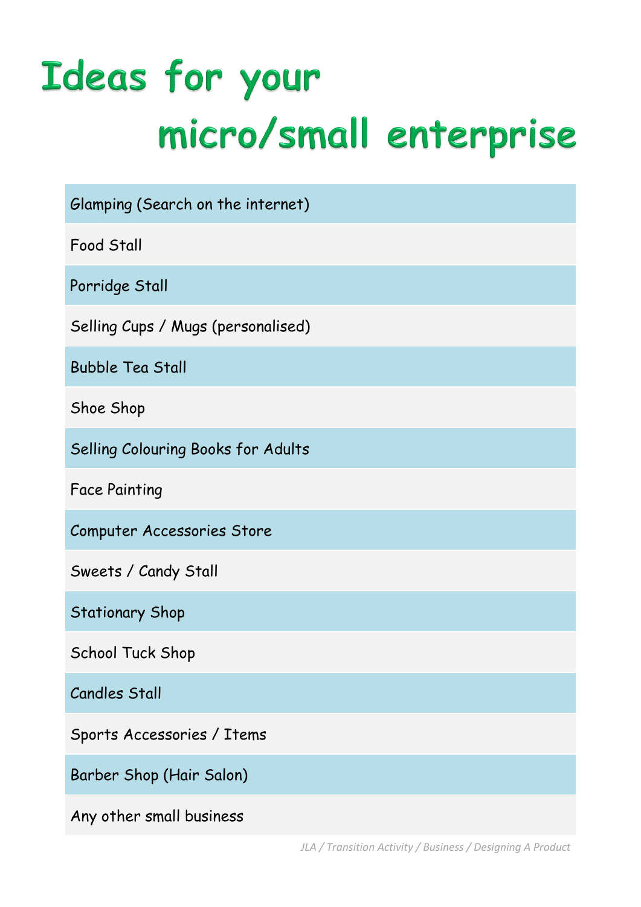# Ideas for your micro/small enterprise

- Glamping (Search on the internet)
- Food Stall
- Porridge Stall
- Selling Cups / Mugs (personalised)
- Bubble Tea Stall
- Shoe Shop
- Selling Colouring Books for Adults
- Face Painting
- Computer Accessories Store
- Sweets / Candy Stall
- Stationary Shop
- School Tuck Shop
- Candles Stall
- Sports Accessories / Items
- Barber Shop (Hair Salon)
- Any other small business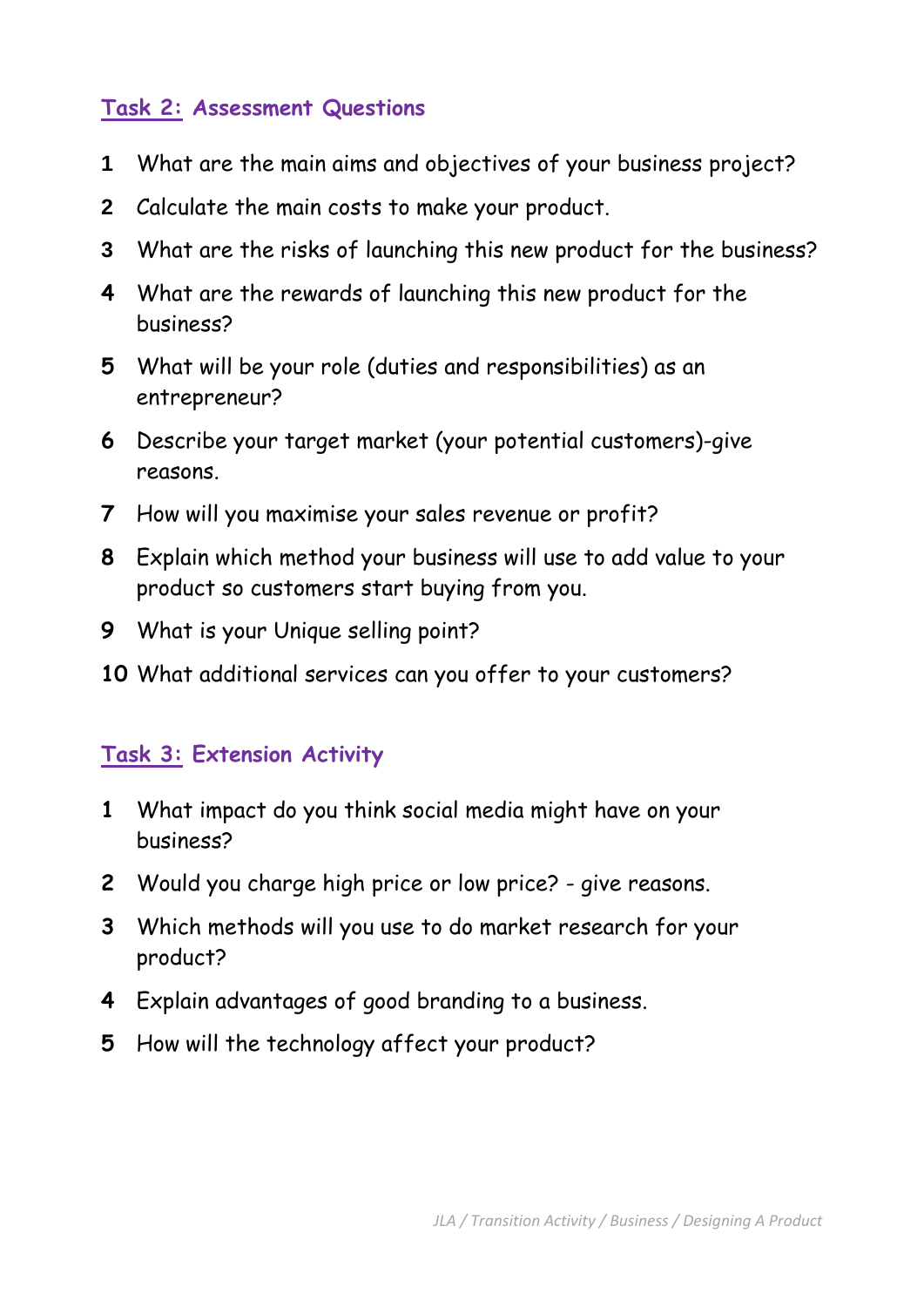## Task 2: Assessment Questions

1. What are the main aims and objectives of your business project?
2. Calculate the main costs to make your product.
3. What are the risks of launching this new product for the business?
4. What are the rewards of launching this new product for the business?
5. What will be your role (duties and responsibilities) as an entrepreneur?
6. Describe your target market (your potential customers)-give reasons.
7. How will you maximise your sales revenue or profit?
8. Explain which method your business will use to add value to your product so customers start buying from you.
9. What is your Unique selling point?
10. What additional services can you offer to your customers?

## Task 3: Extension Activity

1. What impact do you think social media might have on your business?
2. Would you charge high price or low price? - give reasons.
3. Which methods will you use to do market research for your product?
4. Explain advantages of good branding to a business.
5. How will the technology affect your product?